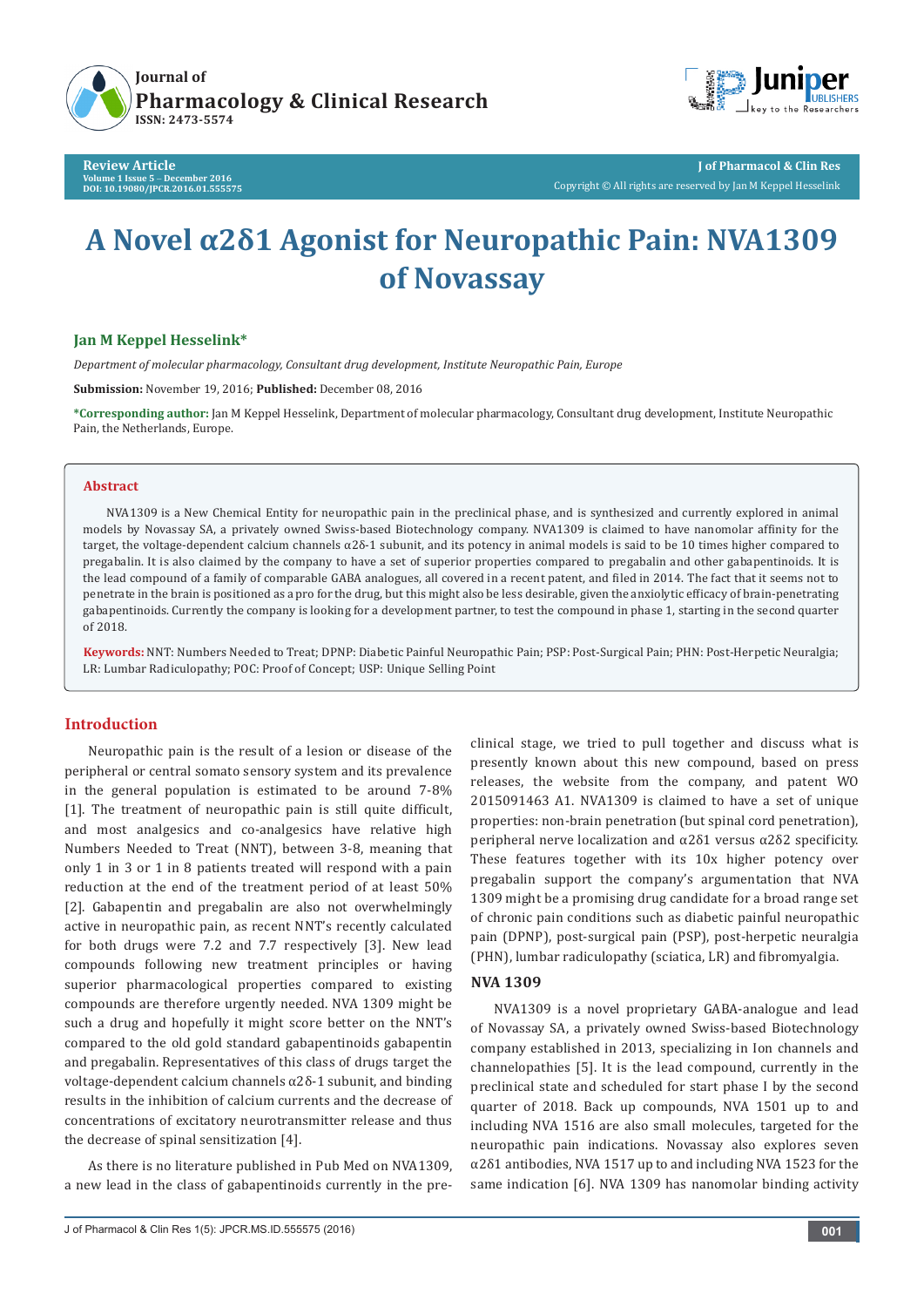# A Novel α2δ1 Agonist for Neuropathic Pain: NVA1309 of Novassay

**Jan M Keppel Hesselink***

*Department of molecular pharmacology, Consultant drug development, Institute Neuropathic Pain, Europe*

**Submission:** November 19, 2016; **Published:** December 08, 2016

***Corresponding author:** Jan M Keppel Hesselink, Department of molecular pharmacology, Consultant drug development, Institute Neuropathic Pain, the Netherlands, Europe.

## Abstract

NVA1309 is a New Chemical Entity for neuropathic pain in the preclinical phase, and is synthesized and currently explored in animal models by Novassay SA, a privately owned Swiss-based Biotechnology company. NVA1309 is claimed to have nanomolar affinity for the target, the voltage-dependent calcium channels α2δ-1 subunit, and its potency in animal models is said to be 10 times higher compared to pregabalin. It is also claimed by the company to have a set of superior properties compared to pregabalin and other gabapentinoids. It is the lead compound of a family of comparable GABA analogues, all covered in a recent patent, and filed in 2014. The fact that it seems not to penetrate in the brain is positioned as a pro for the drug, but this might also be less desirable, given the anxiolytic efficacy of brain-penetrating gabapentinoids. Currently the company is looking for a development partner, to test the compound in phase 1, starting in the second quarter of 2018.

**Keywords:** NNT: Numbers Needed to Treat; DPNP: Diabetic Painful Neuropathic Pain; PSP: Post-Surgical Pain; PHN: Post-Herpetic Neuralgia; LR: Lumbar Radiculopathy; POC: Proof of Concept; USP: Unique Selling Point

## Introduction

Neuropathic pain is the result of a lesion or disease of the peripheral or central somato sensory system and its prevalence in the general population is estimated to be around 7-8% [1]. The treatment of neuropathic pain is still quite difficult, and most analgesics and co-analgesics have relative high Numbers Needed to Treat (NNT), between 3-8, meaning that only 1 in 3 or 1 in 8 patients treated will respond with a pain reduction at the end of the treatment period of at least 50% [2]. Gabapentin and pregabalin are also not overwhelmingly active in neuropathic pain, as recent NNT's recently calculated for both drugs were 7.2 and 7.7 respectively [3]. New lead compounds following new treatment principles or having superior pharmacological properties compared to existing compounds are therefore urgently needed. NVA 1309 might be such a drug and hopefully it might score better on the NNT's compared to the old gold standard gabapentinoids gabapentin and pregabalin. Representatives of this class of drugs target the voltage-dependent calcium channels α2δ-1 subunit, and binding results in the inhibition of calcium currents and the decrease of concentrations of excitatory neurotransmitter release and thus the decrease of spinal sensitization [4].

As there is no literature published in Pub Med on NVA1309, a new lead in the class of gabapentinoids currently in the pre-clinical stage, we tried to pull together and discuss what is presently known about this new compound, based on press releases, the website from the company, and patent WO 2015091463 A1. NVA1309 is claimed to have a set of unique properties: non-brain penetration (but spinal cord penetration), peripheral nerve localization and α2δ1 versus α2δ2 specificity. These features together with its 10x higher potency over pregabalin support the company's argumentation that NVA 1309 might be a promising drug candidate for a broad range set of chronic pain conditions such as diabetic painful neuropathic pain (DPNP), post-surgical pain (PSP), post-herpetic neuralgia (PHN), lumbar radiculopathy (sciatica, LR) and fibromyalgia.

### NVA 1309

NVA1309 is a novel proprietary GABA-analogue and lead of Novassay SA, a privately owned Swiss-based Biotechnology company established in 2013, specializing in Ion channels and channelopathies [5]. It is the lead compound, currently in the preclinical state and scheduled for start phase I by the second quarter of 2018. Back up compounds, NVA 1501 up to and including NVA 1516 are also small molecules, targeted for the neuropathic pain indications. Novassay also explores seven α2δ1 antibodies, NVA 1517 up to and including NVA 1523 for the same indication [6]. NVA 1309 has nanomolar binding activity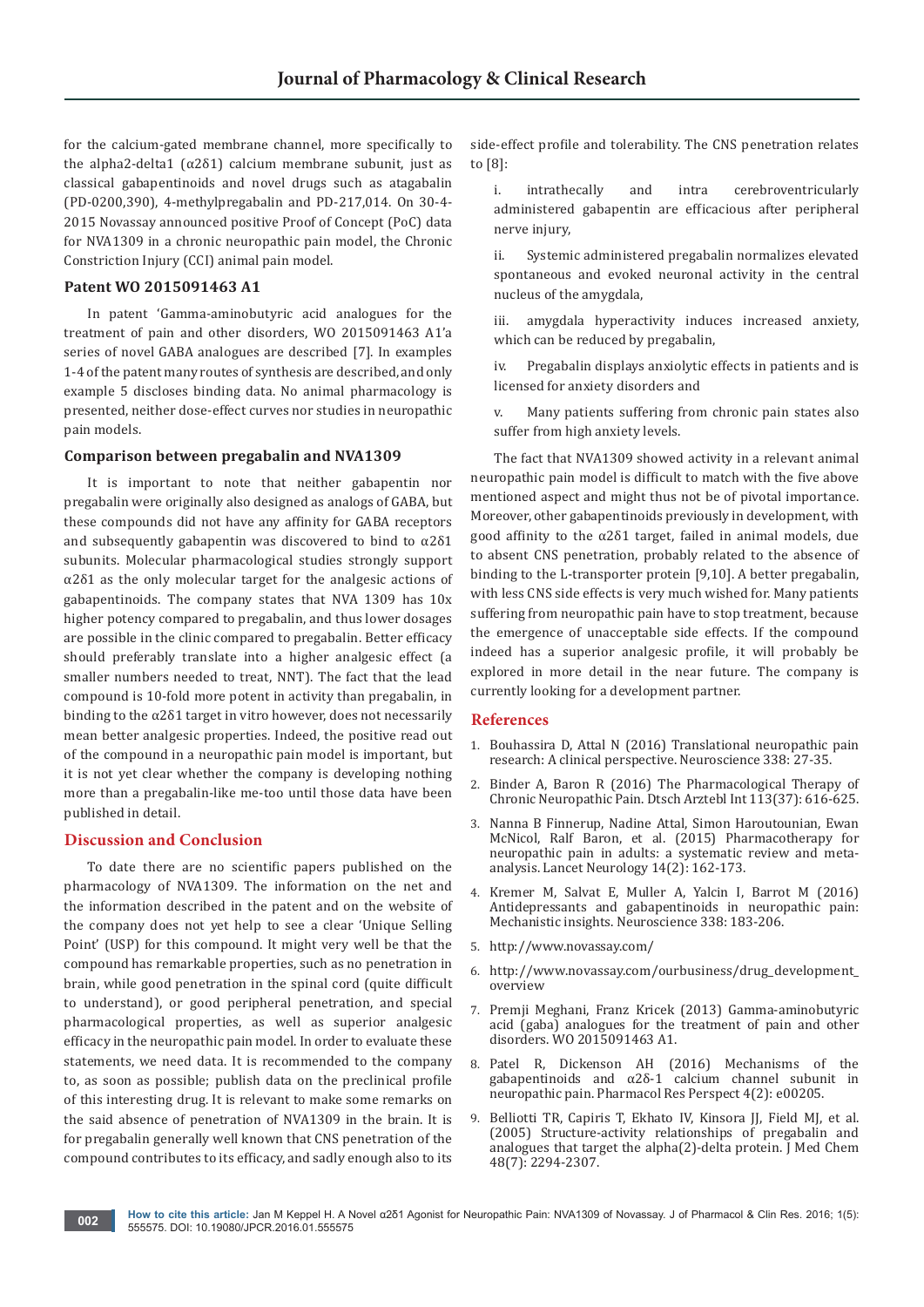for the calcium-gated membrane channel, more specifically to the alpha2-delta1 (α2δ1) calcium membrane subunit, just as classical gabapentinoids and novel drugs such as atagabalin (PD-0200,390), 4-methylpregabalin and PD-217,014. On 30-4-2015 Novassay announced positive Proof of Concept (PoC) data for NVA1309 in a chronic neuropathic pain model, the Chronic Constriction Injury (CCI) animal pain model.

### Patent WO 2015091463 A1

In patent 'Gamma-aminobutyric acid analogues for the treatment of pain and other disorders, WO 2015091463 A1'a series of novel GABA analogues are described [7]. In examples 1-4 of the patent many routes of synthesis are described, and only example 5 discloses binding data. No animal pharmacology is presented, neither dose-effect curves nor studies in neuropathic pain models.

### Comparison between pregabalin and NVA1309

It is important to note that neither gabapentin nor pregabalin were originally also designed as analogs of GABA, but these compounds did not have any affinity for GABA receptors and subsequently gabapentin was discovered to bind to α2δ1 subunits. Molecular pharmacological studies strongly support α2δ1 as the only molecular target for the analgesic actions of gabapentinoids. The company states that NVA 1309 has 10x higher potency compared to pregabalin, and thus lower dosages are possible in the clinic compared to pregabalin. Better efficacy should preferably translate into a higher analgesic effect (a smaller numbers needed to treat, NNT). The fact that the lead compound is 10-fold more potent in activity than pregabalin, in binding to the α2δ1 target in vitro however, does not necessarily mean better analgesic properties. Indeed, the positive read out of the compound in a neuropathic pain model is important, but it is not yet clear whether the company is developing nothing more than a pregabalin-like me-too until those data have been published in detail.

## Discussion and Conclusion

To date there are no scientific papers published on the pharmacology of NVA1309. The information on the net and the information described in the patent and on the website of the company does not yet help to see a clear 'Unique Selling Point' (USP) for this compound. It might very well be that the compound has remarkable properties, such as no penetration in brain, while good penetration in the spinal cord (quite difficult to understand), or good peripheral penetration, and special pharmacological properties, as well as superior analgesic efficacy in the neuropathic pain model. In order to evaluate these statements, we need data. It is recommended to the company to, as soon as possible; publish data on the preclinical profile of this interesting drug. It is relevant to make some remarks on the said absence of penetration of NVA1309 in the brain. It is for pregabalin generally well known that CNS penetration of the compound contributes to its efficacy, and sadly enough also to its side-effect profile and tolerability. The CNS penetration relates to [8]:

i. intrathecally and intra cerebroventricularly administered gabapentin are efficacious after peripheral nerve injury,

ii. Systemic administered pregabalin normalizes elevated spontaneous and evoked neuronal activity in the central nucleus of the amygdala,

iii. amygdala hyperactivity induces increased anxiety, which can be reduced by pregabalin,

iv. Pregabalin displays anxiolytic effects in patients and is licensed for anxiety disorders and

v. Many patients suffering from chronic pain states also suffer from high anxiety levels.

The fact that NVA1309 showed activity in a relevant animal neuropathic pain model is difficult to match with the five above mentioned aspect and might thus not be of pivotal importance. Moreover, other gabapentinoids previously in development, with good affinity to the α2δ1 target, failed in animal models, due to absent CNS penetration, probably related to the absence of binding to the L-transporter protein [9,10]. A better pregabalin, with less CNS side effects is very much wished for. Many patients suffering from neuropathic pain have to stop treatment, because the emergence of unacceptable side effects. If the compound indeed has a superior analgesic profile, it will probably be explored in more detail in the near future. The company is currently looking for a development partner.

## References

1. Bouhassira D, Attal N (2016) Translational neuropathic pain research: A clinical perspective. Neuroscience 338: 27-35.
2. Binder A, Baron R (2016) The Pharmacological Therapy of Chronic Neuropathic Pain. Dtsch Arztebl Int 113(37): 616-625.
3. Nanna B Finnerup, Nadine Attal, Simon Haroutounian, Ewan McNicol, Ralf Baron, et al. (2015) Pharmacotherapy for neuropathic pain in adults: a systematic review and meta-analysis. Lancet Neurology 14(2): 162-173.
4. Kremer M, Salvat E, Muller A, Yalcin I, Barrot M (2016) Antidepressants and gabapentinoids in neuropathic pain: Mechanistic insights. Neuroscience 338: 183-206.
5. http://www.novassay.com/
6. http://www.novassay.com/ourbusiness/drug_development_overview
7. Premji Meghani, Franz Kricek (2013) Gamma-aminobutyric acid (gaba) analogues for the treatment of pain and other disorders. WO 2015091463 A1.
8. Patel R, Dickenson AH (2016) Mechanisms of the gabapentinoids and α2δ-1 calcium channel subunit in neuropathic pain. Pharmacol Res Perspect 4(2): e00205.
9. Belliotti TR, Capiris T, Ekhato IV, Kinsora JJ, Field MJ, et al. (2005) Structure-activity relationships of pregabalin and analogues that target the alpha(2)-delta protein. J Med Chem 48(7): 2294-2307.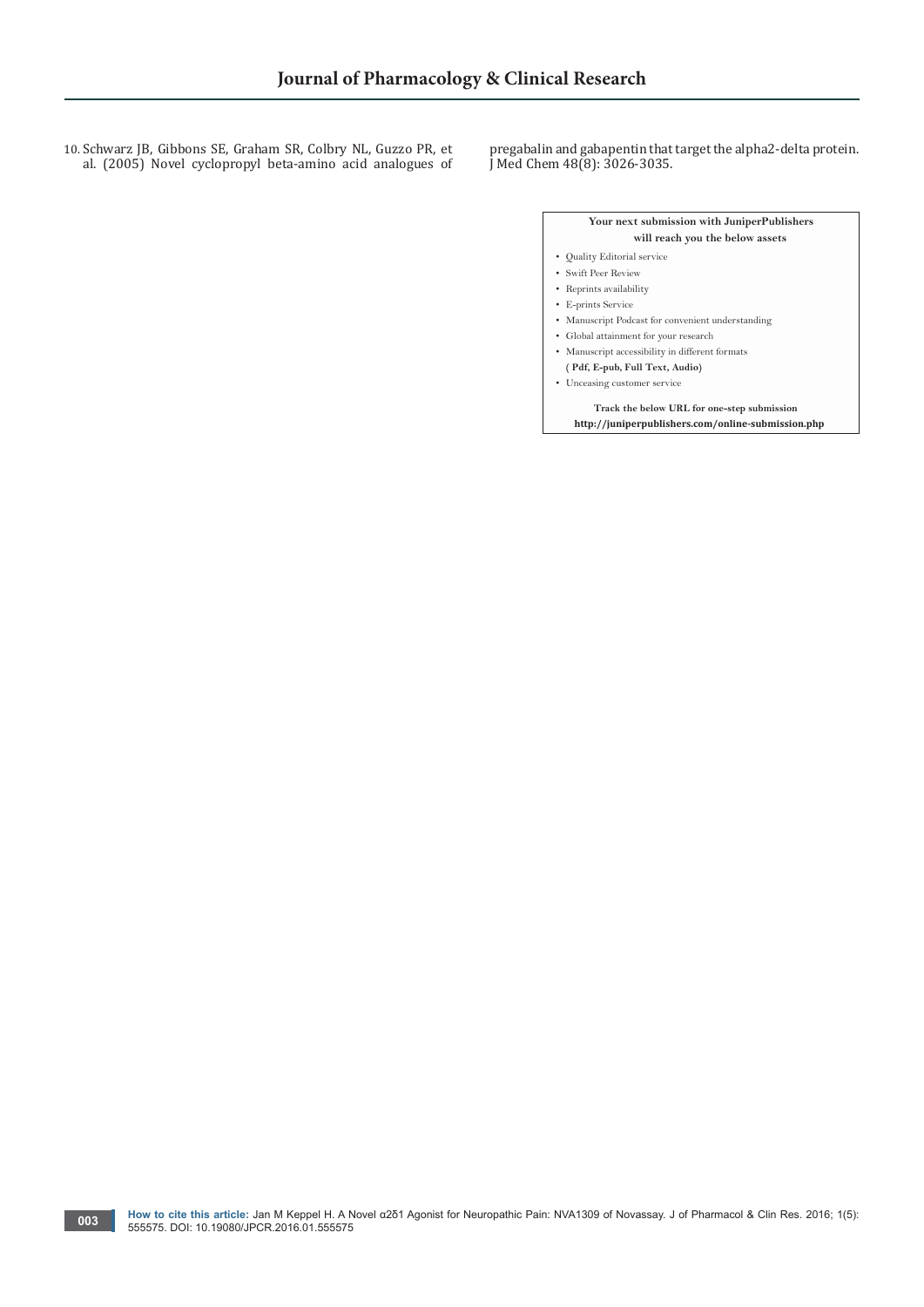10. Schwarz JB, Gibbons SE, Graham SR, Colbry NL, Guzzo PR, et al. (2005) Novel cyclopropyl beta-amino acid analogues of pregabalin and gabapentin that target the alpha2-delta protein. J Med Chem 48(8): 3026-3035.

**Your next submission with JuniperPublishers will reach you the below assets**

- Quality Editorial service
- Swift Peer Review
- Reprints availability
- E-prints Service
- Manuscript Podcast for convenient understanding
- Global attainment for your research
- Manuscript accessibility in different formats
  **( Pdf, E-pub, Full Text, Audio)**
- Unceasing customer service

**Track the below URL for one-step submission**
**http://juniperpublishers.com/online-submission.php**

**How to cite this article:** Jan M Keppel H. A Novel α2δ1 Agonist for Neuropathic Pain: NVA1309 of Novassay. J of Pharmacol & Clin Res. 2016; 1(5): 555575. DOI: 10.19080/JPCR.2016.01.555575